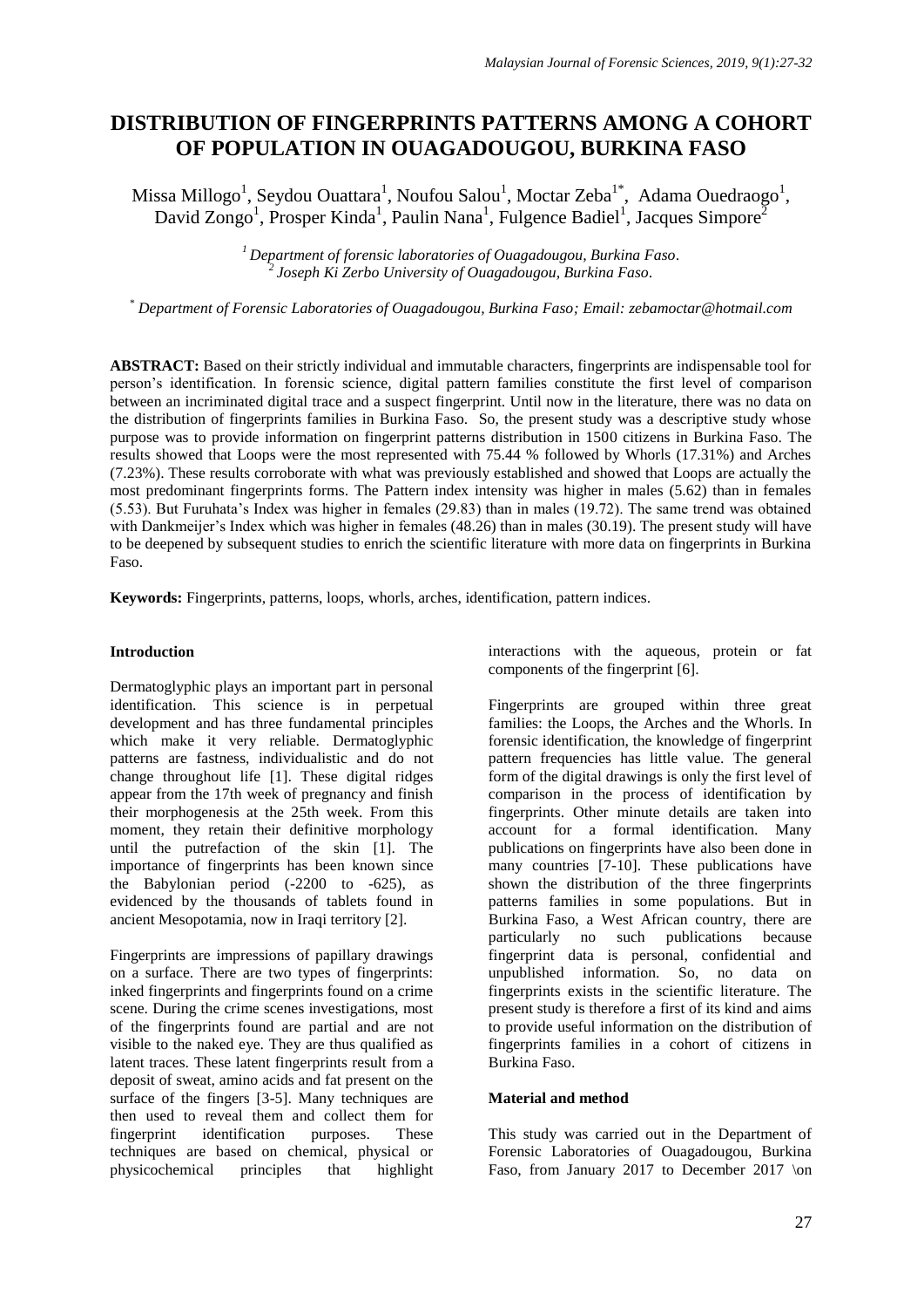# DISTRIBUTION OF FINGERPRINTS PATTERNS AMONG A COHORT OF POPULATION IN OUAGADOUGOU, BURKINA FASO

Missa Millogo[1], Seydou Ouattara[1], Noufou Salou[1], Moctar Zeba[1*], Adama Ouedraogo[1], David Zongo[1], Prosper Kinda[1], Paulin Nana[1], Fulgence Badiel[1], Jacques Simpore[2]

*[1] Department of forensic laboratories of Ouagadougou, Burkina Faso.*
*[2] Joseph Ki Zerbo University of Ouagadougou, Burkina Faso.*

*[*] Department of Forensic Laboratories of Ouagadougou, Burkina Faso; Email: zebamoctar@hotmail.com*

**ABSTRACT:** Based on their strictly individual and immutable characters, fingerprints are indispensable tool for person's identification. In forensic science, digital pattern families constitute the first level of comparison between an incriminated digital trace and a suspect fingerprint. Until now in the literature, there was no data on the distribution of fingerprints families in Burkina Faso. So, the present study was a descriptive study whose purpose was to provide information on fingerprint patterns distribution in 1500 citizens in Burkina Faso. The results showed that Loops were the most represented with 75.44 % followed by Whorls (17.31%) and Arches (7.23%). These results corroborate with what was previously established and showed that Loops are actually the most predominant fingerprints forms. The Pattern index intensity was higher in males (5.62) than in females (5.53). But Furuhata's Index was higher in females (29.83) than in males (19.72). The same trend was obtained with Dankmeijer's Index which was higher in females (48.26) than in males (30.19). The present study will have to be deepened by subsequent studies to enrich the scientific literature with more data on fingerprints in Burkina Faso.

**Keywords:** Fingerprints, patterns, loops, whorls, arches, identification, pattern indices.

## Introduction

Dermatoglyphic plays an important part in personal identification. This science is in perpetual development and has three fundamental principles which make it very reliable. Dermatoglyphic patterns are fastness, individualistic and do not change throughout life [1]. These digital ridges appear from the 17th week of pregnancy and finish their morphogenesis at the 25th week. From this moment, they retain their definitive morphology until the putrefaction of the skin [1]. The importance of fingerprints has been known since the Babylonian period (-2200 to -625), as evidenced by the thousands of tablets found in ancient Mesopotamia, now in Iraqi territory [2].

Fingerprints are impressions of papillary drawings on a surface. There are two types of fingerprints: inked fingerprints and fingerprints found on a crime scene. During the crime scenes investigations, most of the fingerprints found are partial and are not visible to the naked eye. They are thus qualified as latent traces. These latent fingerprints result from a deposit of sweat, amino acids and fat present on the surface of the fingers [3-5]. Many techniques are then used to reveal them and collect them for fingerprint identification purposes. These techniques are based on chemical, physical or physicochemical principles that highlight interactions with the aqueous, protein or fat components of the fingerprint [6].

Fingerprints are grouped within three great families: the Loops, the Arches and the Whorls. In forensic identification, the knowledge of fingerprint pattern frequencies has little value. The general form of the digital drawings is only the first level of comparison in the process of identification by fingerprints. Other minute details are taken into account for a formal identification. Many publications on fingerprints have also been done in many countries [7-10]. These publications have shown the distribution of the three fingerprints patterns families in some populations. But in Burkina Faso, a West African country, there are particularly no such publications because fingerprint data is personal, confidential and unpublished information. So, no data on fingerprints exists in the scientific literature. The present study is therefore a first of its kind and aims to provide useful information on the distribution of fingerprints families in a cohort of citizens in Burkina Faso.

## Material and method

This study was carried out in the Department of Forensic Laboratories of Ouagadougou, Burkina Faso, from January 2017 to December 2017 \on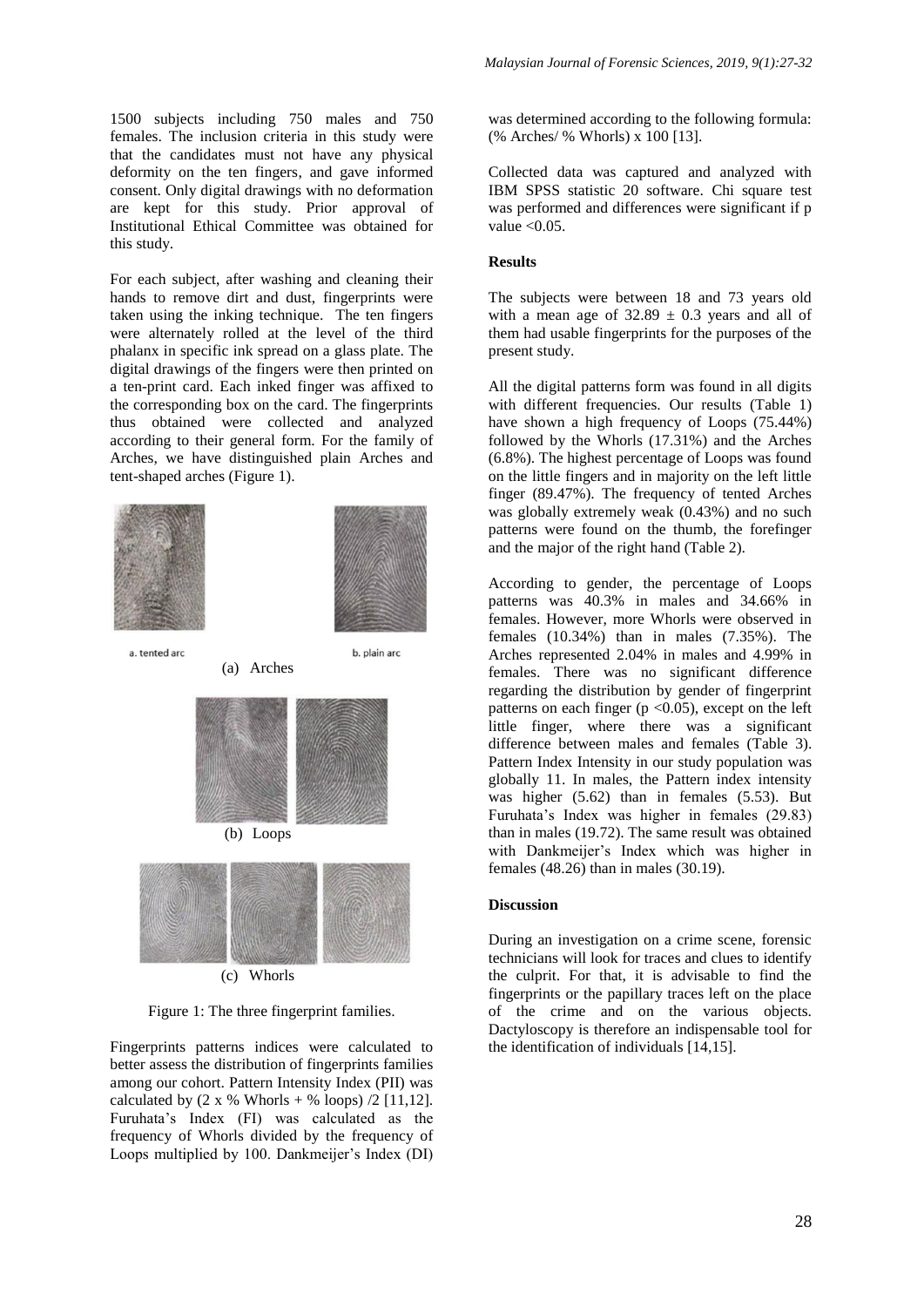1500 subjects including 750 males and 750 females. The inclusion criteria in this study were that the candidates must not have any physical deformity on the ten fingers, and gave informed consent. Only digital drawings with no deformation are kept for this study. Prior approval of Institutional Ethical Committee was obtained for this study.

For each subject, after washing and cleaning their hands to remove dirt and dust, fingerprints were taken using the inking technique. The ten fingers were alternately rolled at the level of the third phalanx in specific ink spread on a glass plate. The digital drawings of the fingers were then printed on a ten-print card. Each inked finger was affixed to the corresponding box on the card. The fingerprints thus obtained were collected and analyzed according to their general form. For the family of Arches, we have distinguished plain Arches and tent-shaped arches (Figure 1).

a. tented arc b. plain arc

(a) Arches

(b) Loops

(c) Whorls

Figure 1: The three fingerprint families.

Fingerprints patterns indices were calculated to better assess the distribution of fingerprints families among our cohort. Pattern Intensity Index (PII) was calculated by (2 x % Whorls + % loops) /2 [11,12]. Furuhata's Index (FI) was calculated as the frequency of Whorls divided by the frequency of Loops multiplied by 100. Dankmeijer's Index (DI) was determined according to the following formula: (% Arches/ % Whorls) x 100 [13].

Collected data was captured and analyzed with IBM SPSS statistic 20 software. Chi square test was performed and differences were significant if p value <0.05.

### Results

The subjects were between 18 and 73 years old with a mean age of 32.89 ± 0.3 years and all of them had usable fingerprints for the purposes of the present study.

All the digital patterns form was found in all digits with different frequencies. Our results (Table 1) have shown a high frequency of Loops (75.44%) followed by the Whorls (17.31%) and the Arches (6.8%). The highest percentage of Loops was found on the little fingers and in majority on the left little finger (89.47%). The frequency of tented Arches was globally extremely weak (0.43%) and no such patterns were found on the thumb, the forefinger and the major of the right hand (Table 2).

According to gender, the percentage of Loops patterns was 40.3% in males and 34.66% in females. However, more Whorls were observed in females (10.34%) than in males (7.35%). The Arches represented 2.04% in males and 4.99% in females. There was no significant difference regarding the distribution by gender of fingerprint patterns on each finger (p <0.05), except on the left little finger, where there was a significant difference between males and females (Table 3). Pattern Index Intensity in our study population was globally 11. In males, the Pattern index intensity was higher (5.62) than in females (5.53). But Furuhata's Index was higher in females (29.83) than in males (19.72). The same result was obtained with Dankmeijer's Index which was higher in females (48.26) than in males (30.19).

### Discussion

During an investigation on a crime scene, forensic technicians will look for traces and clues to identify the culprit. For that, it is advisable to find the fingerprints or the papillary traces left on the place of the crime and on the various objects. Dactyloscopy is therefore an indispensable tool for the identification of individuals [14,15].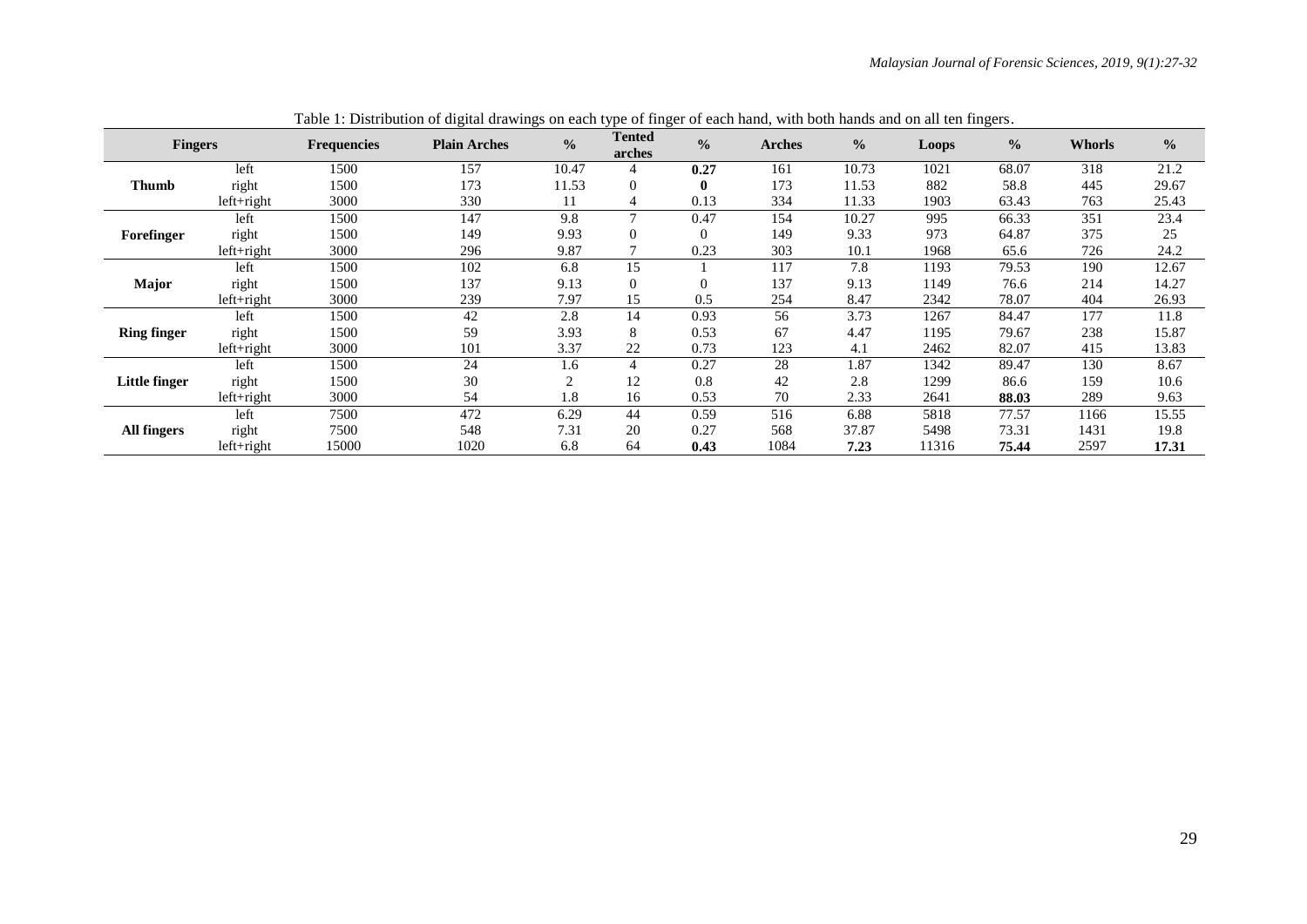Table 1: Distribution of digital drawings on each type of finger of each hand, with both hands and on all ten fingers.

| **Fingers** | | **Frequencies** | **Plain Arches** | **%** | **Tented arches** | **%** | **Arches** | **%** | **Loops** | **%** | **Whorls** | **%** |
|---|---|---|---|---|---|---|---|---|---|---|---|---|
| **Thumb** | left | 1500 | 157 | 10.47 | 4 | **0.27** | 161 | 10.73 | 1021 | 68.07 | 318 | 21.2 |
| | right | 1500 | 173 | 11.53 | 0 | **0** | 173 | 11.53 | 882 | 58.8 | 445 | 29.67 |
| | left+right | 3000 | 330 | 11 | 4 | 0.13 | 334 | 11.33 | 1903 | 63.43 | 763 | 25.43 |
| **Forefinger** | left | 1500 | 147 | 9.8 | 7 | 0.47 | 154 | 10.27 | 995 | 66.33 | 351 | 23.4 |
| | right | 1500 | 149 | 9.93 | 0 | 0 | 149 | 9.33 | 973 | 64.87 | 375 | 25 |
| | left+right | 3000 | 296 | 9.87 | 7 | 0.23 | 303 | 10.1 | 1968 | 65.6 | 726 | 24.2 |
| **Major** | left | 1500 | 102 | 6.8 | 15 | 1 | 117 | 7.8 | 1193 | 79.53 | 190 | 12.67 |
| | right | 1500 | 137 | 9.13 | 0 | 0 | 137 | 9.13 | 1149 | 76.6 | 214 | 14.27 |
| | left+right | 3000 | 239 | 7.97 | 15 | 0.5 | 254 | 8.47 | 2342 | 78.07 | 404 | 26.93 |
| **Ring finger** | left | 1500 | 42 | 2.8 | 14 | 0.93 | 56 | 3.73 | 1267 | 84.47 | 177 | 11.8 |
| | right | 1500 | 59 | 3.93 | 8 | 0.53 | 67 | 4.47 | 1195 | 79.67 | 238 | 15.87 |
| | left+right | 3000 | 101 | 3.37 | 22 | 0.73 | 123 | 4.1 | 2462 | 82.07 | 415 | 13.83 |
| **Little finger** | left | 1500 | 24 | 1.6 | 4 | 0.27 | 28 | 1.87 | 1342 | 89.47 | 130 | 8.67 |
| | right | 1500 | 30 | 2 | 12 | 0.8 | 42 | 2.8 | 1299 | 86.6 | 159 | 10.6 |
| | left+right | 3000 | 54 | 1.8 | 16 | 0.53 | 70 | 2.33 | 2641 | **88.03** | 289 | 9.63 |
| **All fingers** | left | 7500 | 472 | 6.29 | 44 | 0.59 | 516 | 6.88 | 5818 | 77.57 | 1166 | 15.55 |
| | right | 7500 | 548 | 7.31 | 20 | 0.27 | 568 | 37.87 | 5498 | 73.31 | 1431 | 19.8 |
| | left+right | 15000 | 1020 | 6.8 | 64 | **0.43** | 1084 | **7.23** | 11316 | **75.44** | 2597 | **17.31** |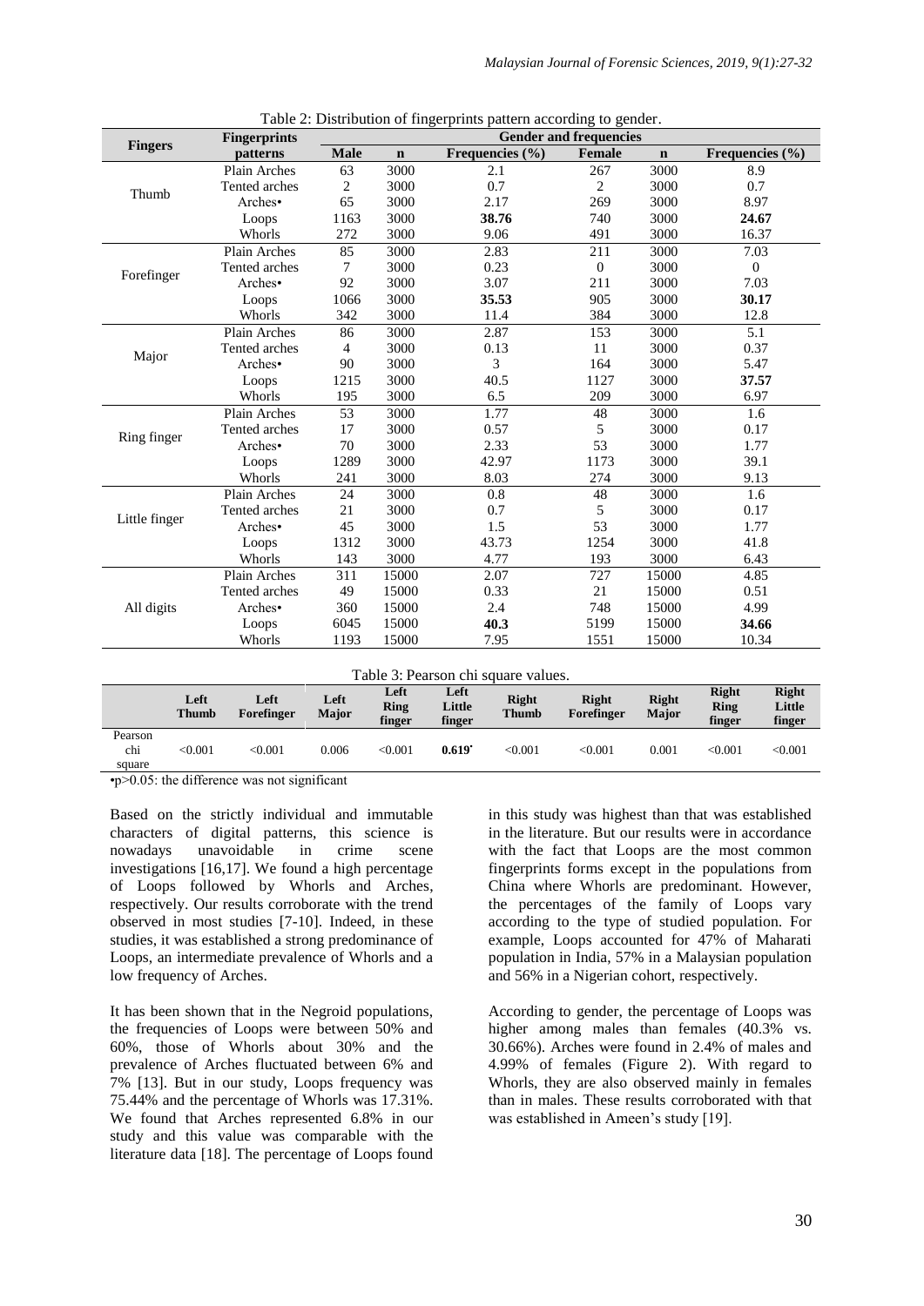Table 2: Distribution of fingerprints pattern according to gender.

| Fingers | Fingerprints patterns | Gender and frequencies | | | | | |
|---|---|---|---|---|---|---|---|
| | | Male | n | Frequencies (%) | Female | n | Frequencies (%) |
| Thumb | Plain Arches | 63 | 3000 | 2.1 | 267 | 3000 | 8.9 |
| | Tented arches | 2 | 3000 | 0.7 | 2 | 3000 | 0.7 |
| | Arches• | 65 | 3000 | 2.17 | 269 | 3000 | 8.97 |
| | Loops | 1163 | 3000 | **38.76** | 740 | 3000 | **24.67** |
| | Whorls | 272 | 3000 | 9.06 | 491 | 3000 | 16.37 |
| Forefinger | Plain Arches | 85 | 3000 | 2.83 | 211 | 3000 | 7.03 |
| | Tented arches | 7 | 3000 | 0.23 | 0 | 3000 | 0 |
| | Arches• | 92 | 3000 | 3.07 | 211 | 3000 | 7.03 |
| | Loops | 1066 | 3000 | **35.53** | 905 | 3000 | **30.17** |
| | Whorls | 342 | 3000 | 11.4 | 384 | 3000 | 12.8 |
| Major | Plain Arches | 86 | 3000 | 2.87 | 153 | 3000 | 5.1 |
| | Tented arches | 4 | 3000 | 0.13 | 11 | 3000 | 0.37 |
| | Arches• | 90 | 3000 | 3 | 164 | 3000 | 5.47 |
| | Loops | 1215 | 3000 | 40.5 | 1127 | 3000 | **37.57** |
| | Whorls | 195 | 3000 | 6.5 | 209 | 3000 | 6.97 |
| Ring finger | Plain Arches | 53 | 3000 | 1.77 | 48 | 3000 | 1.6 |
| | Tented arches | 17 | 3000 | 0.57 | 5 | 3000 | 0.17 |
| | Arches• | 70 | 3000 | 2.33 | 53 | 3000 | 1.77 |
| | Loops | 1289 | 3000 | 42.97 | 1173 | 3000 | 39.1 |
| | Whorls | 241 | 3000 | 8.03 | 274 | 3000 | 9.13 |
| Little finger | Plain Arches | 24 | 3000 | 0.8 | 48 | 3000 | 1.6 |
| | Tented arches | 21 | 3000 | 0.7 | 5 | 3000 | 0.17 |
| | Arches• | 45 | 3000 | 1.5 | 53 | 3000 | 1.77 |
| | Loops | 1312 | 3000 | 43.73 | 1254 | 3000 | 41.8 |
| | Whorls | 143 | 3000 | 4.77 | 193 | 3000 | 6.43 |
| All digits | Plain Arches | 311 | 15000 | 2.07 | 727 | 15000 | 4.85 |
| | Tented arches | 49 | 15000 | 0.33 | 21 | 15000 | 0.51 |
| | Arches• | 360 | 15000 | 2.4 | 748 | 15000 | 4.99 |
| | Loops | 6045 | 15000 | **40.3** | 5199 | 15000 | **34.66** |
| | Whorls | 1193 | 15000 | 7.95 | 1551 | 15000 | 10.34 |

Table 3: Pearson chi square values.

| | Left Thumb | Left Forefinger | Left Major | Left Ring finger | Left Little finger | Right Thumb | Right Forefinger | Right Major | Right Ring finger | Right Little finger |
|---|---|---|---|---|---|---|---|---|---|---|
| Pearson chi square | <0.001 | <0.001 | 0.006 | <0.001 | **0.619**• | <0.001 | <0.001 | 0.001 | <0.001 | <0.001 |

•p>0.05: the difference was not significant

Based on the strictly individual and immutable characters of digital patterns, this science is nowadays unavoidable in crime scene investigations [16,17]. We found a high percentage of Loops followed by Whorls and Arches, respectively. Our results corroborate with the trend observed in most studies [7-10]. Indeed, in these studies, it was established a strong predominance of Loops, an intermediate prevalence of Whorls and a low frequency of Arches.

It has been shown that in the Negroid populations, the frequencies of Loops were between 50% and 60%, those of Whorls about 30% and the prevalence of Arches fluctuated between 6% and 7% [13]. But in our study, Loops frequency was 75.44% and the percentage of Whorls was 17.31%. We found that Arches represented 6.8% in our study and this value was comparable with the literature data [18]. The percentage of Loops found in this study was highest than that was established in the literature. But our results were in accordance with the fact that Loops are the most common fingerprints forms except in the populations from China where Whorls are predominant. However, the percentages of the family of Loops vary according to the type of studied population. For example, Loops accounted for 47% of Maharati population in India, 57% in a Malaysian population and 56% in a Nigerian cohort, respectively.

According to gender, the percentage of Loops was higher among males than females (40.3% vs. 30.66%). Arches were found in 2.4% of males and 4.99% of females (Figure 2). With regard to Whorls, they are also observed mainly in females than in males. These results corroborated with that was established in Ameen's study [19].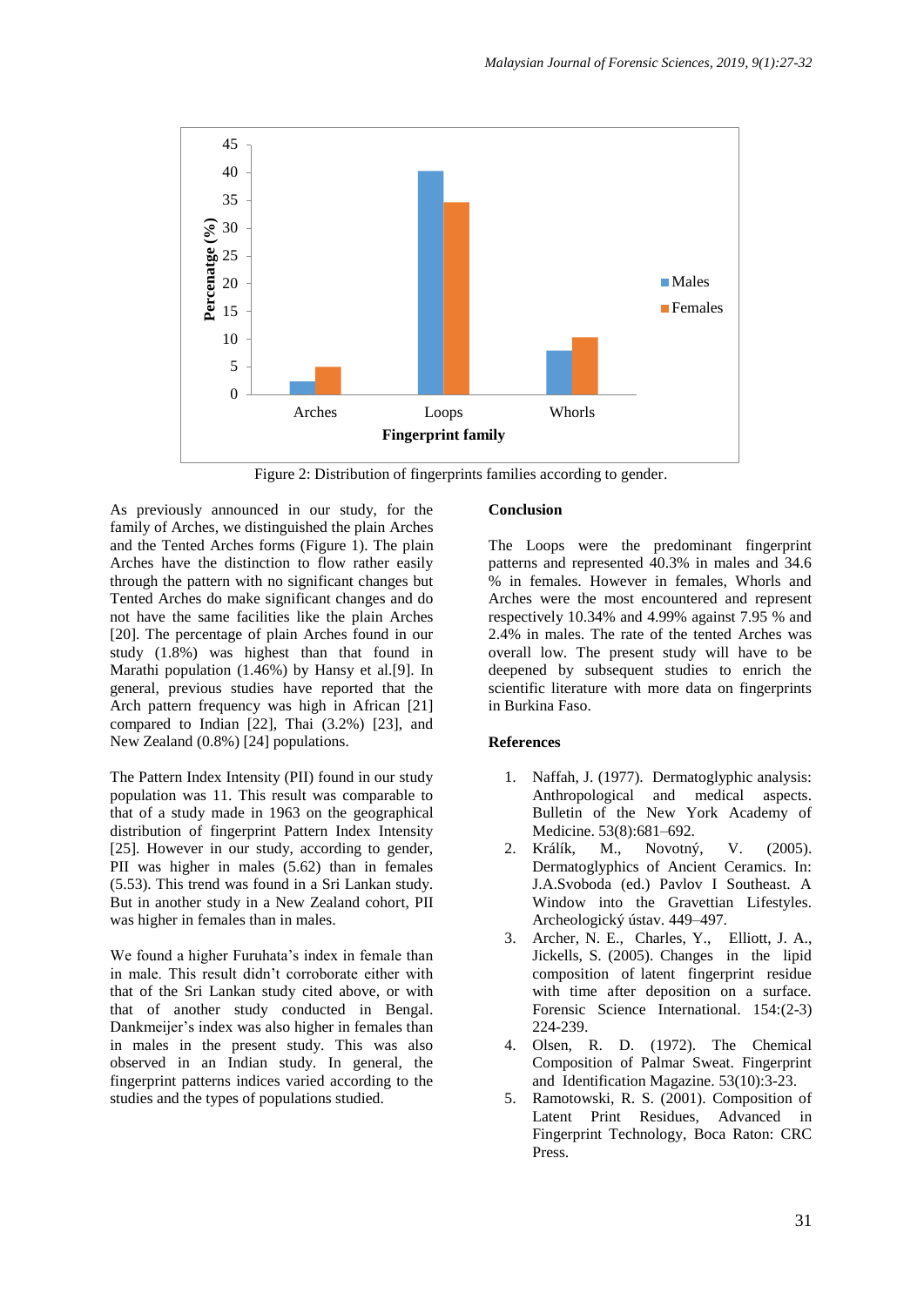Figure 2: Distribution of fingerprints families according to gender.

As previously announced in our study, for the family of Arches, we distinguished the plain Arches and the Tented Arches forms (Figure 1). The plain Arches have the distinction to flow rather easily through the pattern with no significant changes but Tented Arches do make significant changes and do not have the same facilities like the plain Arches [20]. The percentage of plain Arches found in our study (1.8%) was highest than that found in Marathi population (1.46%) by Hansy et al.[9]. In general, previous studies have reported that the Arch pattern frequency was high in African [21] compared to Indian [22], Thai (3.2%) [23], and New Zealand (0.8%) [24] populations.

The Pattern Index Intensity (PII) found in our study population was 11. This result was comparable to that of a study made in 1963 on the geographical distribution of fingerprint Pattern Index Intensity [25]. However in our study, according to gender, PII was higher in males (5.62) than in females (5.53). This trend was found in a Sri Lankan study. But in another study in a New Zealand cohort, PII was higher in females than in males.

We found a higher Furuhata's index in female than in male. This result didn't corroborate either with that of the Sri Lankan study cited above, or with that of another study conducted in Bengal. Dankmeijer's index was also higher in females than in males in the present study. This was also observed in an Indian study. In general, the fingerprint patterns indices varied according to the studies and the types of populations studied.

## Conclusion

The Loops were the predominant fingerprint patterns and represented 40.3% in males and 34.6 % in females. However in females, Whorls and Arches were the most encountered and represent respectively 10.34% and 4.99% against 7.95 % and 2.4% in males. The rate of the tented Arches was overall low. The present study will have to be deepened by subsequent studies to enrich the scientific literature with more data on fingerprints in Burkina Faso.

## References

1. Naffah, J. (1977). Dermatoglyphic analysis: Anthropological and medical aspects. Bulletin of the New York Academy of Medicine. 53(8):681–692.
2. Králík, M., Novotný, V. (2005). Dermatoglyphics of Ancient Ceramics. In: J.A.Svoboda (ed.) Pavlov I Southeast. A Window into the Gravettian Lifestyles. Archeologický ústav. 449–497.
3. Archer, N. E., Charles, Y., Elliott, J. A., Jickells, S. (2005). Changes in the lipid composition of latent fingerprint residue with time after deposition on a surface. Forensic Science International. 154:(2-3) 224-239.
4. Olsen, R. D. (1972). The Chemical Composition of Palmar Sweat. Fingerprint and Identification Magazine. 53(10):3-23.
5. Ramotowski, R. S. (2001). Composition of Latent Print Residues, Advanced in Fingerprint Technology, Boca Raton: CRC Press.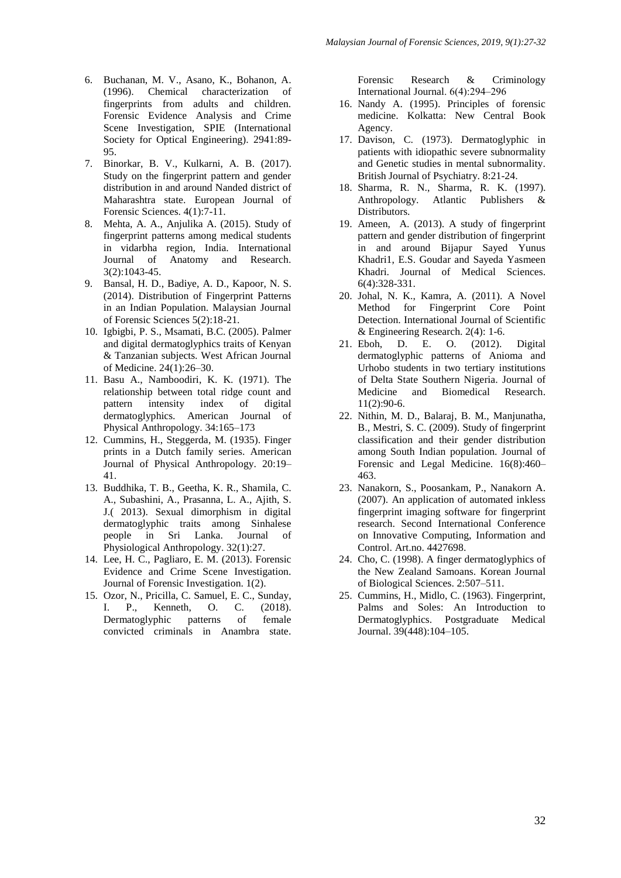6. Buchanan, M. V., Asano, K., Bohanon, A. (1996). Chemical characterization of fingerprints from adults and children. Forensic Evidence Analysis and Crime Scene Investigation, SPIE (International Society for Optical Engineering). 2941:89-95.
7. Binorkar, B. V., Kulkarni, A. B. (2017). Study on the fingerprint pattern and gender distribution in and around Nanded district of Maharashtra state. European Journal of Forensic Sciences. 4(1):7-11.
8. Mehta, A. A., Anjulika A. (2015). Study of fingerprint patterns among medical students in vidarbha region, India. International Journal of Anatomy and Research. 3(2):1043-45.
9. Bansal, H. D., Badiye, A. D., Kapoor, N. S. (2014). Distribution of Fingerprint Patterns in an Indian Population. Malaysian Journal of Forensic Sciences 5(2):18-21.
10. Igbigbi, P. S., Msamati, B.C. (2005). Palmer and digital dermatoglyphics traits of Kenyan & Tanzanian subjects. West African Journal of Medicine. 24(1):26–30.
11. Basu A., Namboodiri, K. K. (1971). The relationship between total ridge count and pattern intensity index of digital dermatoglyphics. American Journal of Physical Anthropology. 34:165–173
12. Cummins, H., Steggerda, M. (1935). Finger prints in a Dutch family series. American Journal of Physical Anthropology. 20:19–41.
13. Buddhika, T. B., Geetha, K. R., Shamila, C. A., Subashini, A., Prasanna, L. A., Ajith, S. J.( 2013). Sexual dimorphism in digital dermatoglyphic traits among Sinhalese people in Sri Lanka. Journal of Physiological Anthropology. 32(1):27.
14. Lee, H. C., Pagliaro, E. M. (2013). Forensic Evidence and Crime Scene Investigation. Journal of Forensic Investigation. 1(2).
15. Ozor, N., Pricilla, C. Samuel, E. C., Sunday, I. P., Kenneth, O. C. (2018). Dermatoglyphic patterns of female convicted criminals in Anambra state. Forensic Research & Criminology International Journal. 6(4):294–296
16. Nandy A. (1995). Principles of forensic medicine. Kolkatta: New Central Book Agency.
17. Davison, C. (1973). Dermatoglyphic in patients with idiopathic severe subnormality and Genetic studies in mental subnormality. British Journal of Psychiatry. 8:21-24.
18. Sharma, R. N., Sharma, R. K. (1997). Anthropology. Atlantic Publishers & Distributors.
19. Ameen, A. (2013). A study of fingerprint pattern and gender distribution of fingerprint in and around Bijapur Sayed Yunus Khadri1, E.S. Goudar and Sayeda Yasmeen Khadri. Journal of Medical Sciences. 6(4):328-331.
20. Johal, N. K., Kamra, A. (2011). A Novel Method for Fingerprint Core Point Detection. International Journal of Scientific & Engineering Research. 2(4): 1-6.
21. Eboh, D. E. O. (2012). Digital dermatoglyphic patterns of Anioma and Urhobo students in two tertiary institutions of Delta State Southern Nigeria. Journal of Medicine and Biomedical Research. 11(2):90-6.
22. Nithin, M. D., Balaraj, B. M., Manjunatha, B., Mestri, S. C. (2009). Study of fingerprint classification and their gender distribution among South Indian population. Journal of Forensic and Legal Medicine. 16(8):460–463.
23. Nanakorn, S., Poosankam, P., Nanakorn A. (2007). An application of automated inkless fingerprint imaging software for fingerprint research. Second International Conference on Innovative Computing, Information and Control. Art.no. 4427698.
24. Cho, C. (1998). A finger dermatoglyphics of the New Zealand Samoans. Korean Journal of Biological Sciences. 2:507–511.
25. Cummins, H., Midlo, C. (1963). Fingerprint, Palms and Soles: An Introduction to Dermatoglyphics. Postgraduate Medical Journal. 39(448):104–105.